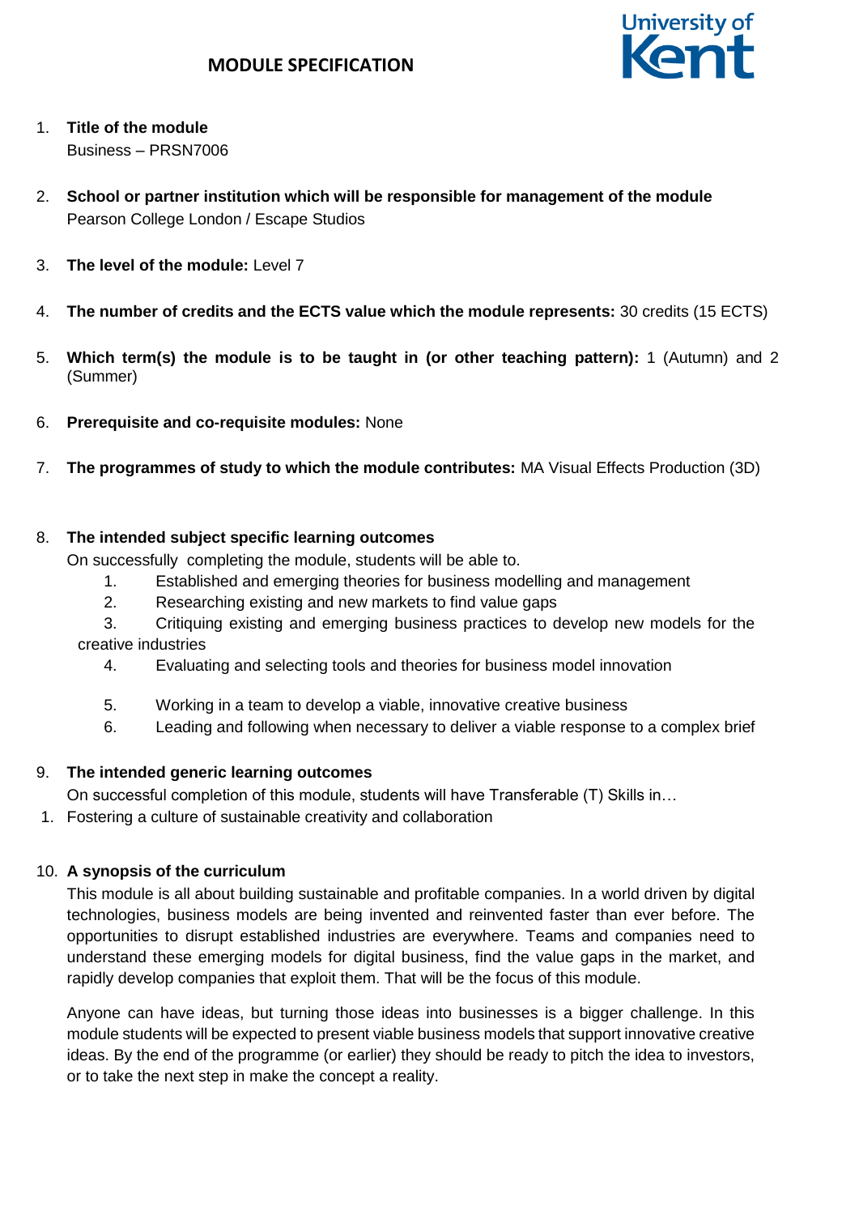# MODULE SPECIFICATION

1. **Title of the module**
   Business – PRSN7006

2. **School or partner institution which will be responsible for management of the module**
   Pearson College London / Escape Studios

3. **The level of the module:** Level 7

4. **The number of credits and the ECTS value which the module represents:** 30 credits (15 ECTS)

5. **Which term(s) the module is to be taught in (or other teaching pattern):** 1 (Autumn) and 2 (Summer)

6. **Prerequisite and co-requisite modules:** None

7. **The programmes of study to which the module contributes:** MA Visual Effects Production (3D)

8. **The intended subject specific learning outcomes**
   On successfully completing the module, students will be able to.
   1. Established and emerging theories for business modelling and management
   2. Researching existing and new markets to find value gaps
   3. Critiquing existing and emerging business practices to develop new models for the creative industries
   4. Evaluating and selecting tools and theories for business model innovation
   5. Working in a team to develop a viable, innovative creative business
   6. Leading and following when necessary to deliver a viable response to a complex brief

9. **The intended generic learning outcomes**
   On successful completion of this module, students will have Transferable (T) Skills in…
   1. Fostering a culture of sustainable creativity and collaboration

10. **A synopsis of the curriculum**
    This module is all about building sustainable and profitable companies. In a world driven by digital technologies, business models are being invented and reinvented faster than ever before. The opportunities to disrupt established industries are everywhere. Teams and companies need to understand these emerging models for digital business, find the value gaps in the market, and rapidly develop companies that exploit them. That will be the focus of this module.

    Anyone can have ideas, but turning those ideas into businesses is a bigger challenge. In this module students will be expected to present viable business models that support innovative creative ideas. By the end of the programme (or earlier) they should be ready to pitch the idea to investors, or to take the next step in make the concept a reality.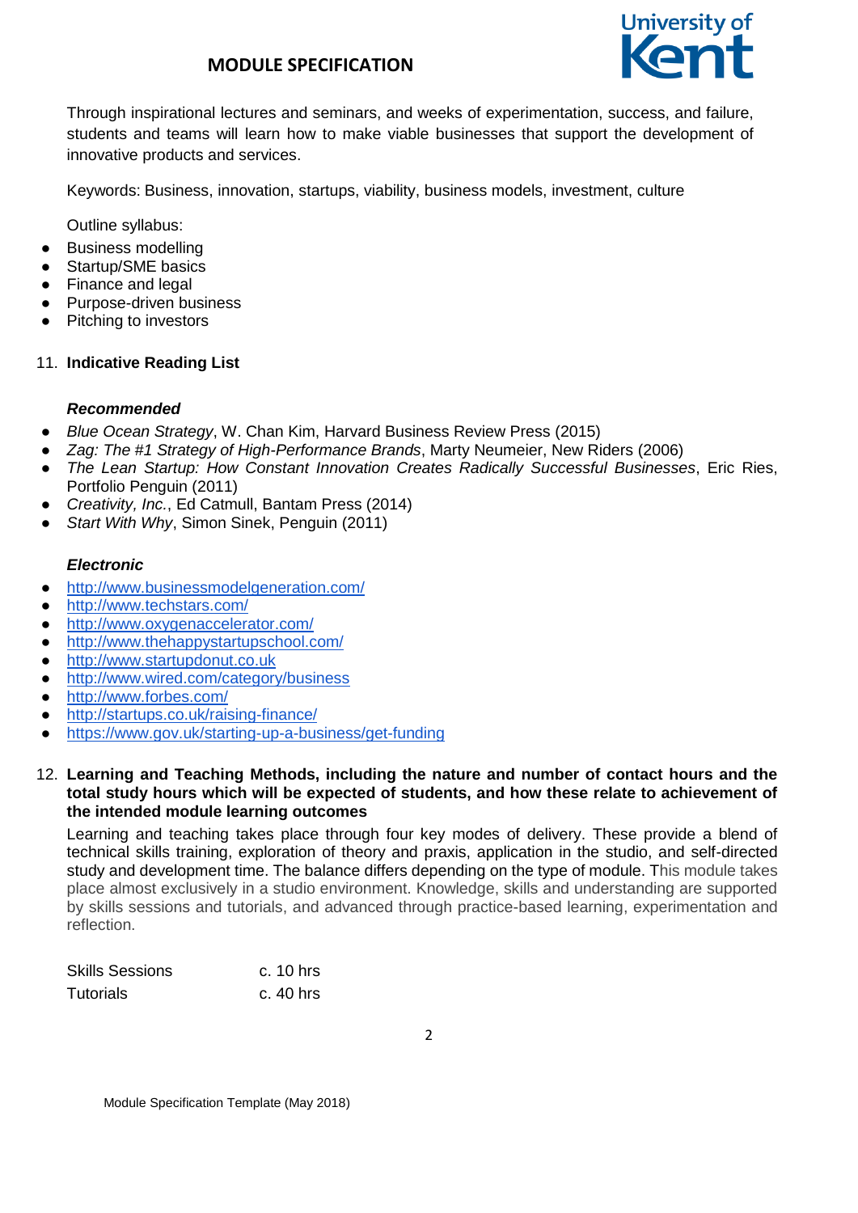Through inspirational lectures and seminars, and weeks of experimentation, success, and failure, students and teams will learn how to make viable businesses that support the development of innovative products and services.

Keywords: Business, innovation, startups, viability, business models, investment, culture

Outline syllabus:

- Business modelling
- Startup/SME basics
- Finance and legal
- Purpose-driven business
- Pitching to investors

11. **Indicative Reading List**

***Recommended***

- *Blue Ocean Strategy*, W. Chan Kim, Harvard Business Review Press (2015)
- *Zag: The #1 Strategy of High-Performance Brands*, Marty Neumeier, New Riders (2006)
- *The Lean Startup: How Constant Innovation Creates Radically Successful Businesses*, Eric Ries, Portfolio Penguin (2011)
- *Creativity, Inc.*, Ed Catmull, Bantam Press (2014)
- *Start With Why*, Simon Sinek, Penguin (2011)

***Electronic***

- http://www.businessmodelgeneration.com/
- http://www.techstars.com/
- http://www.oxygenaccelerator.com/
- http://www.thehappystartupschool.com/
- http://www.startupdonut.co.uk
- http://www.wired.com/category/business
- http://www.forbes.com/
- http://startups.co.uk/raising-finance/
- https://www.gov.uk/starting-up-a-business/get-funding

12. **Learning and Teaching Methods, including the nature and number of contact hours and the total study hours which will be expected of students, and how these relate to achievement of the intended module learning outcomes**

Learning and teaching takes place through four key modes of delivery. These provide a blend of technical skills training, exploration of theory and praxis, application in the studio, and self-directed study and development time. The balance differs depending on the type of module. This module takes place almost exclusively in a studio environment. Knowledge, skills and understanding are supported by skills sessions and tutorials, and advanced through practice-based learning, experimentation and reflection.

| | |
|---|---|
| Skills Sessions | c. 10 hrs |
| Tutorials | c. 40 hrs |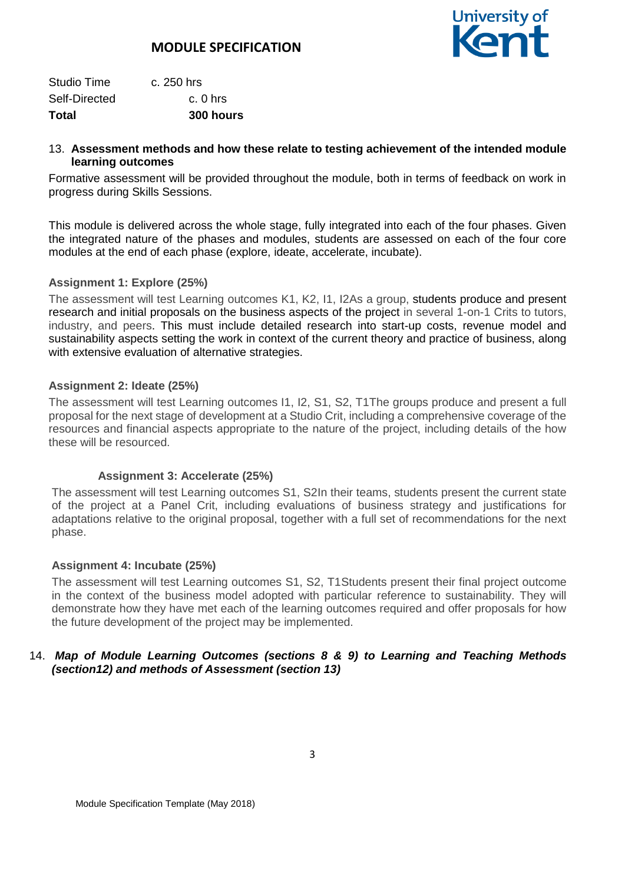| Studio Time | c. 250 hrs |
|---|---|
| Self-Directed | c. 0 hrs |
| **Total** | **300 hours** |

13. **Assessment methods and how these relate to testing achievement of the intended module learning outcomes**

Formative assessment will be provided throughout the module, both in terms of feedback on work in progress during Skills Sessions.

This module is delivered across the whole stage, fully integrated into each of the four phases. Given the integrated nature of the phases and modules, students are assessed on each of the four core modules at the end of each phase (explore, ideate, accelerate, incubate).

**Assignment 1: Explore (25%)**

The assessment will test Learning outcomes K1, K2, I1, I2As a group, students produce and present research and initial proposals on the business aspects of the project in several 1-on-1 Crits to tutors, industry, and peers. This must include detailed research into start-up costs, revenue model and sustainability aspects setting the work in context of the current theory and practice of business, along with extensive evaluation of alternative strategies.

**Assignment 2: Ideate (25%)**

The assessment will test Learning outcomes I1, I2, S1, S2, T1The groups produce and present a full proposal for the next stage of development at a Studio Crit, including a comprehensive coverage of the resources and financial aspects appropriate to the nature of the project, including details of the how these will be resourced.

**Assignment 3: Accelerate (25%)**

The assessment will test Learning outcomes S1, S2In their teams, students present the current state of the project at a Panel Crit, including evaluations of business strategy and justifications for adaptations relative to the original proposal, together with a full set of recommendations for the next phase.

**Assignment 4: Incubate (25%)**

The assessment will test Learning outcomes S1, S2, T1Students present their final project outcome in the context of the business model adopted with particular reference to sustainability. They will demonstrate how they have met each of the learning outcomes required and offer proposals for how the future development of the project may be implemented.

14. ***Map of Module Learning Outcomes (sections 8 & 9) to Learning and Teaching Methods (section12) and methods of Assessment (section 13)***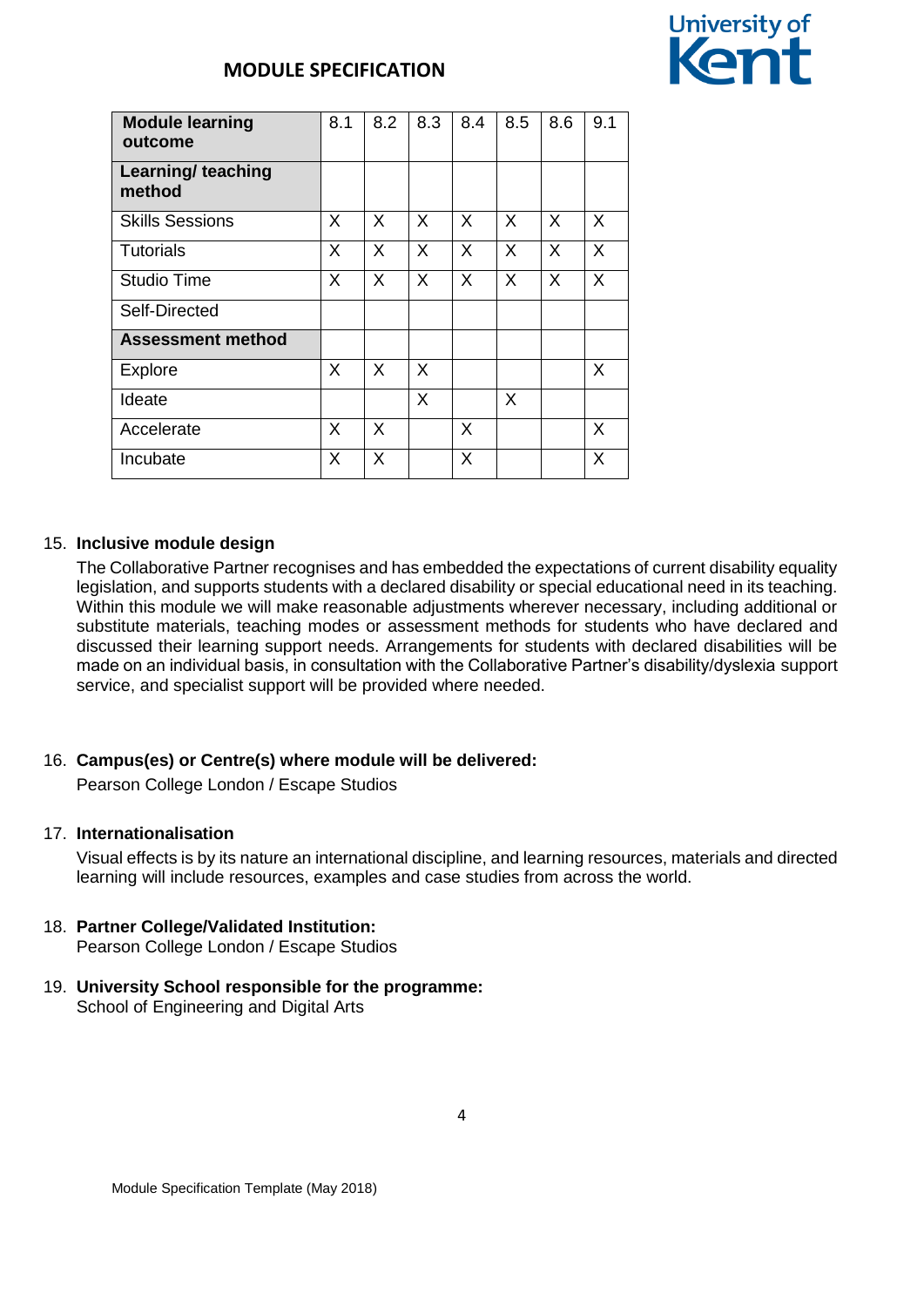| Module learning outcome | 8.1 | 8.2 | 8.3 | 8.4 | 8.5 | 8.6 | 9.1 |
|---|---|---|---|---|---|---|---|
| **Learning/ teaching method** | | | | | | | |
| Skills Sessions | X | X | X | X | X | X | X |
| Tutorials | X | X | X | X | X | X | X |
| Studio Time | X | X | X | X | X | X | X |
| Self-Directed | | | | | | | |
| **Assessment method** | | | | | | | |
| Explore | X | X | X | | | | X |
| Ideate | | | X | | X | | |
| Accelerate | X | X | | X | | | X |
| Incubate | X | X | | X | | | X |

15. **Inclusive module design**

    The Collaborative Partner recognises and has embedded the expectations of current disability equality legislation, and supports students with a declared disability or special educational need in its teaching. Within this module we will make reasonable adjustments wherever necessary, including additional or substitute materials, teaching modes or assessment methods for students who have declared and discussed their learning support needs. Arrangements for students with declared disabilities will be made on an individual basis, in consultation with the Collaborative Partner's disability/dyslexia support service, and specialist support will be provided where needed.

16. **Campus(es) or Centre(s) where module will be delivered:**

    Pearson College London / Escape Studios

17. **Internationalisation**

    Visual effects is by its nature an international discipline, and learning resources, materials and directed learning will include resources, examples and case studies from across the world.

18. **Partner College/Validated Institution:**

    Pearson College London / Escape Studios

19. **University School responsible for the programme:**

    School of Engineering and Digital Arts